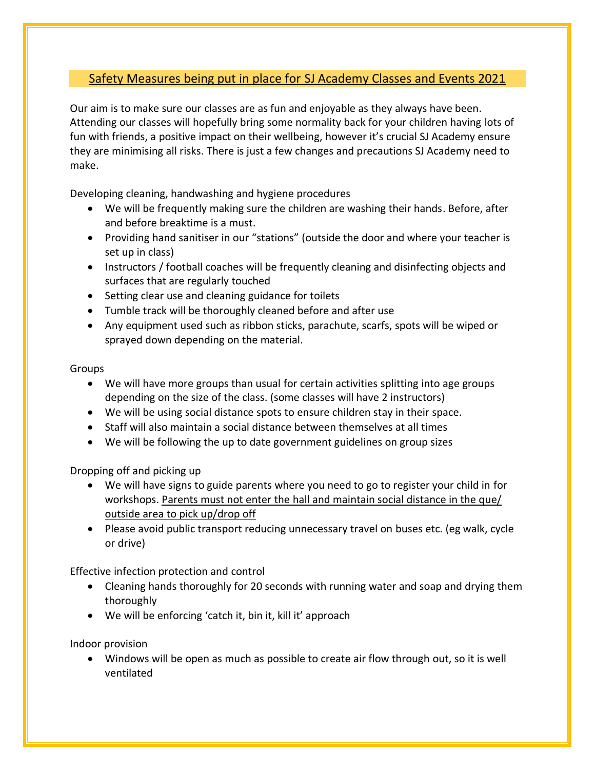## <u>Safety Measures being put in place for SJ Academy Classes and Events 2021</u>

Our aim is to make sure our classes are as fun and enjoyable as they always have been. Attending our classes will hopefully bring some normality back for your children having lots of fun with friends, a positive impact on their wellbeing, however it's crucial SJ Academy ensure they are minimising all risks. There is just a few changes and precautions SJ Academy need to make.

Developing cleaning, handwashing and hygiene procedures

- We will be frequently making sure the children are washing their hands. Before, after and before breaktime is a must.
- Providing hand sanitiser in our "stations" (outside the door and where your teacher is set up in class)
- Instructors / football coaches will be frequently cleaning and disinfecting objects and surfaces that are regularly touched
- Setting clear use and cleaning guidance for toilets
- Tumble track will be thoroughly cleaned before and after use
- Any equipment used such as ribbon sticks, parachute, scarfs, spots will be wiped or sprayed down depending on the material.

Groups

- We will have more groups than usual for certain activities splitting into age groups depending on the size of the class. (some classes will have 2 instructors)
- We will be using social distance spots to ensure children stay in their space.
- Staff will also maintain a social distance between themselves at all times
- We will be following the up to date government guidelines on group sizes

Dropping off and picking up

- We will have signs to guide parents where you need to go to register your child in for workshops. <u>Parents must not enter the hall and maintain social distance in the que/ outside area to pick up/drop off</u>
- Please avoid public transport reducing unnecessary travel on buses etc. (eg walk, cycle or drive)

Effective infection protection and control

- Cleaning hands thoroughly for 20 seconds with running water and soap and drying them thoroughly
- We will be enforcing 'catch it, bin it, kill it' approach

Indoor provision

- Windows will be open as much as possible to create air flow through out, so it is well ventilated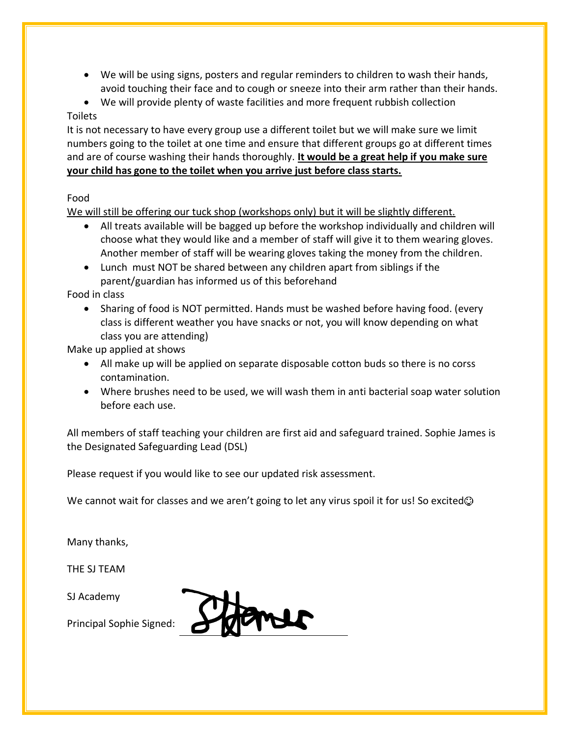- We will be using signs, posters and regular reminders to children to wash their hands, avoid touching their face and to cough or sneeze into their arm rather than their hands.
- We will provide plenty of waste facilities and more frequent rubbish collection

Toilets

It is not necessary to have every group use a different toilet but we will make sure we limit numbers going to the toilet at one time and ensure that different groups go at different times and are of course washing their hands thoroughly. **It would be a great help if you make sure your child has gone to the toilet when you arrive just before class starts.**

Food

We will still be offering our tuck shop (workshops only) but it will be slightly different.

- All treats available will be bagged up before the workshop individually and children will choose what they would like and a member of staff will give it to them wearing gloves. Another member of staff will be wearing gloves taking the money from the children.
- Lunch must NOT be shared between any children apart from siblings if the parent/guardian has informed us of this beforehand

Food in class

- Sharing of food is NOT permitted. Hands must be washed before having food. (every class is different weather you have snacks or not, you will know depending on what class you are attending)

Make up applied at shows

- All make up will be applied on separate disposable cotton buds so there is no corss contamination.
- Where brushes need to be used, we will wash them in anti bacterial soap water solution before each use.

All members of staff teaching your children are first aid and safeguard trained. Sophie James is the Designated Safeguarding Lead (DSL)

Please request if you would like to see our updated risk assessment.

We cannot wait for classes and we aren't going to let any virus spoil it for us! So excited☺

Many thanks,

THE SJ TEAM

SJ Academy

Principal Sophie Signed: SJames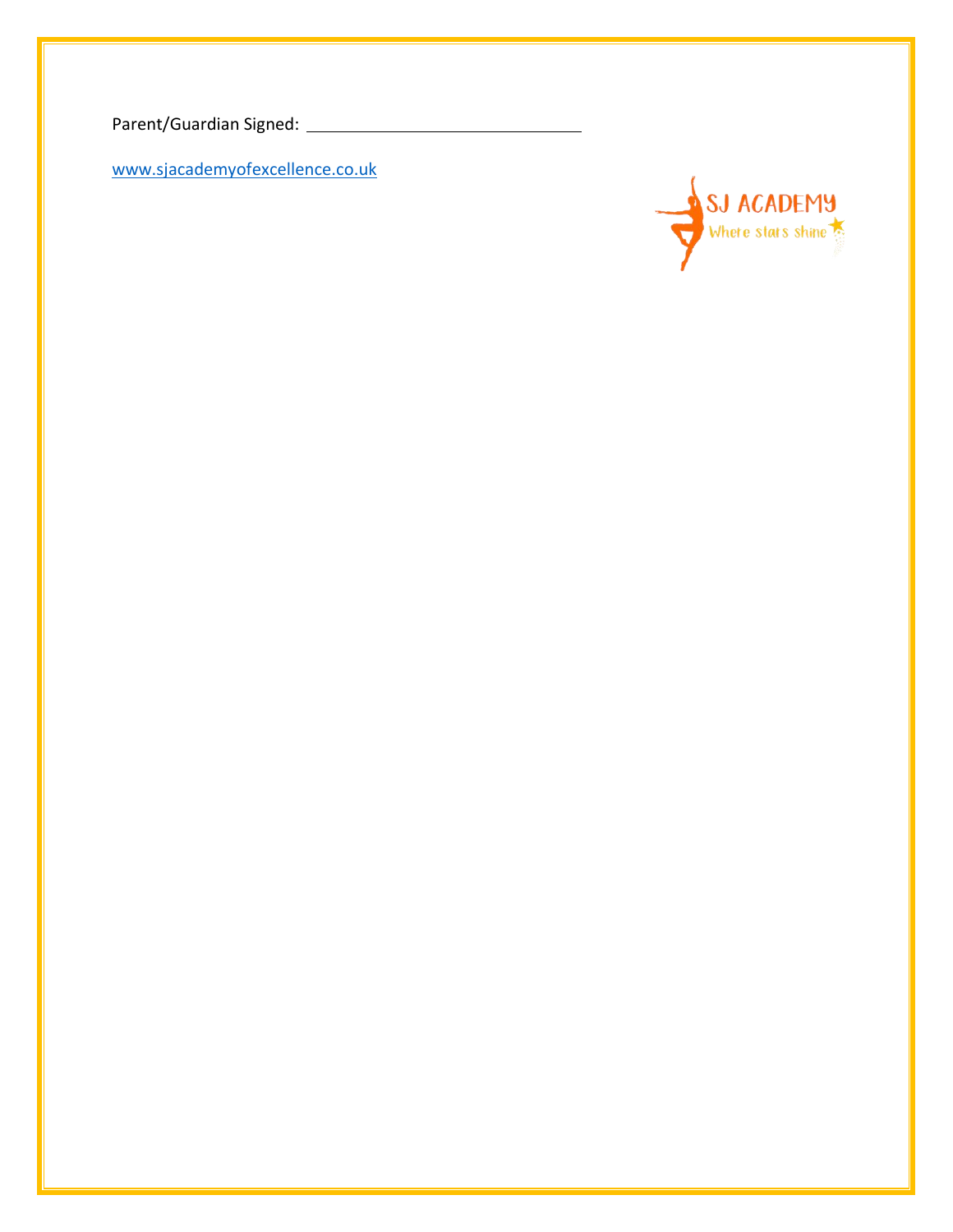Parent/Guardian Signed: ______________________________

[www.sjacademyofexcellence.co.uk](http://www.sjacademyofexcellence.co.uk)